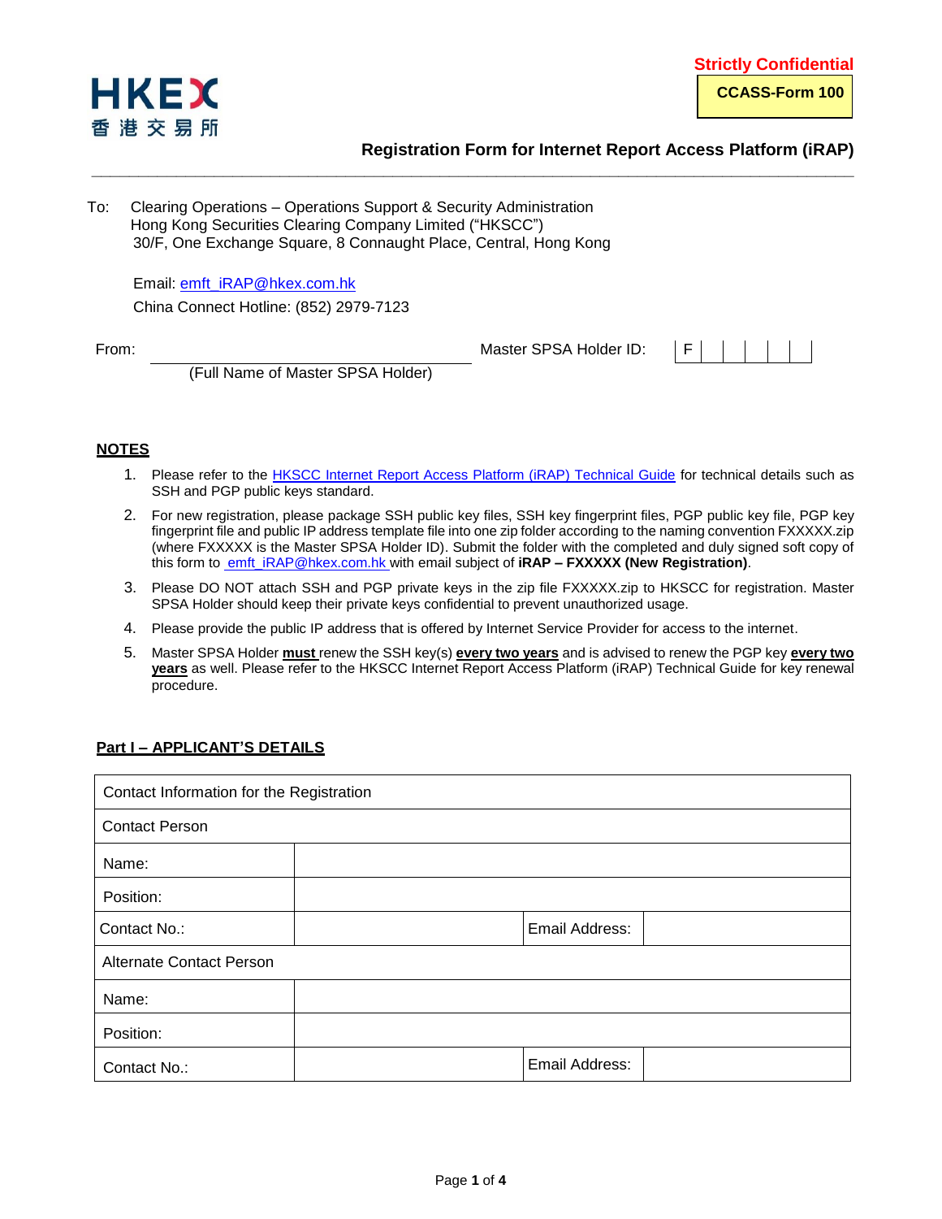HKEX 香港交易所

**Strictly Confidential**

**CCASS-Form 100**

## Registration Form for Internet Report Access Platform (iRAP)

To: Clearing Operations – Operations Support & Security Administration
Hong Kong Securities Clearing Company Limited ("HKSCC")
30/F, One Exchange Square, 8 Connaught Place, Central, Hong Kong

Email: emft_iRAP@hkex.com.hk

China Connect Hotline: (852) 2979-7123

From: ______________________________ Master SPSA Holder ID: | F | | | | | |
(Full Name of Master SPSA Holder)

### NOTES

1. Please refer to the HKSCC Internet Report Access Platform (iRAP) Technical Guide for technical details such as SSH and PGP public keys standard.
2. For new registration, please package SSH public key files, SSH key fingerprint files, PGP public key file, PGP key fingerprint file and public IP address template file into one zip folder according to the naming convention FXXXXX.zip (where FXXXXX is the Master SPSA Holder ID). Submit the folder with the completed and duly signed soft copy of this form to emft_iRAP@hkex.com.hk with email subject of **iRAP – FXXXXX (New Registration)**.
3. Please DO NOT attach SSH and PGP private keys in the zip file FXXXXX.zip to HKSCC for registration. Master SPSA Holder should keep their private keys confidential to prevent unauthorized usage.
4. Please provide the public IP address that is offered by Internet Service Provider for access to the internet.
5. Master SPSA Holder **must** renew the SSH key(s) **every two years** and is advised to renew the PGP key **every two years** as well. Please refer to the HKSCC Internet Report Access Platform (iRAP) Technical Guide for key renewal procedure.

### Part I – APPLICANT'S DETAILS

| Contact Information for the Registration | | | |
|---|---|---|---|
| Contact Person | | | |
| Name: | | | |
| Position: | | | |
| Contact No.: | | Email Address: | |
| Alternate Contact Person | | | |
| Name: | | | |
| Position: | | | |
| Contact No.: | | Email Address: | |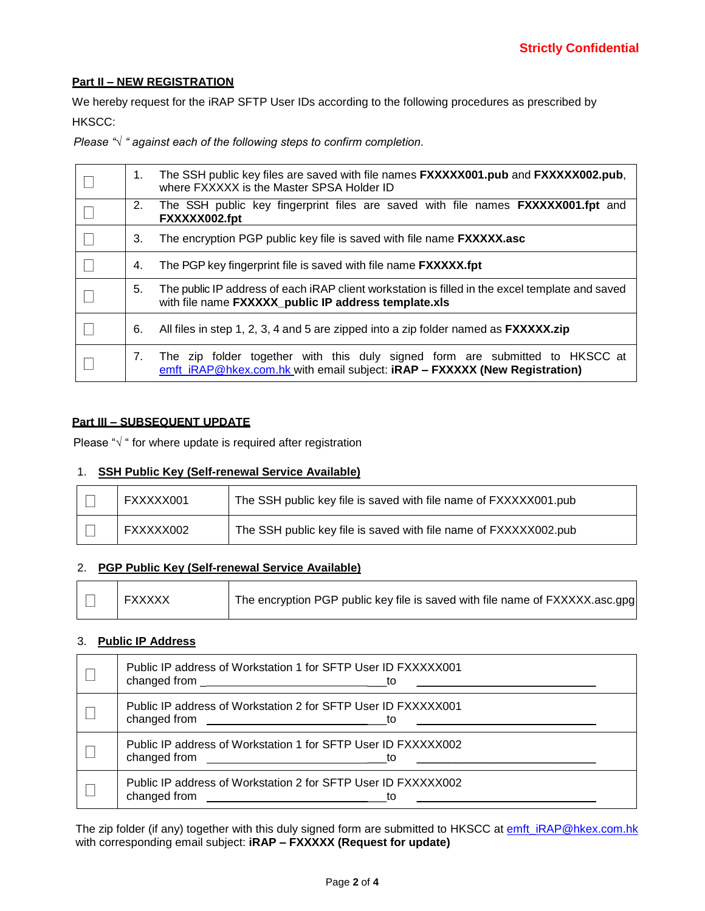**Strictly Confidential**

## Part II – NEW REGISTRATION

We hereby request for the iRAP SFTP User IDs according to the following procedures as prescribed by HKSCC:

*Please "√ " against each of the following steps to confirm completion.*

| | | |
|---|---|---|
| ☐ | 1. | The SSH public key files are saved with file names **FXXXXX001.pub** and **FXXXXX002.pub**, where FXXXXX is the Master SPSA Holder ID |
| ☐ | 2. | The SSH public key fingerprint files are saved with file names **FXXXXX001.fpt** and **FXXXXX002.fpt** |
| ☐ | 3. | The encryption PGP public key file is saved with file name **FXXXXX.asc** |
| ☐ | 4. | The PGP key fingerprint file is saved with file name **FXXXXX.fpt** |
| ☐ | 5. | The public IP address of each iRAP client workstation is filled in the excel template and saved with file name **FXXXXX_public IP address template.xls** |
| ☐ | 6. | All files in step 1, 2, 3, 4 and 5 are zipped into a zip folder named as **FXXXXX.zip** |
| ☐ | 7. | The zip folder together with this duly signed form are submitted to HKSCC at emft_iRAP@hkex.com.hk with email subject: **iRAP – FXXXXX (New Registration)** |

## Part III – SUBSEQUENT UPDATE

Please "√ " for where update is required after registration

1. **SSH Public Key (Self-renewal Service Available)**

| | | |
|---|---|---|
| ☐ | FXXXXX001 | The SSH public key file is saved with file name of FXXXXX001.pub |
| ☐ | FXXXXX002 | The SSH public key file is saved with file name of FXXXXX002.pub |

2. **PGP Public Key (Self-renewal Service Available)**

| | | |
|---|---|---|
| ☐ | FXXXXX | The encryption PGP public key file is saved with file name of FXXXXX.asc.gpg |

3. **Public IP Address**

| | |
|---|---|
| ☐ | Public IP address of Workstation 1 for SFTP User ID FXXXXX001 changed from ______________________________ to ______________________________ |
| ☐ | Public IP address of Workstation 2 for SFTP User ID FXXXXX001 changed from ______________________________ to ______________________________ |
| ☐ | Public IP address of Workstation 1 for SFTP User ID FXXXXX002 changed from ______________________________ to ______________________________ |
| ☐ | Public IP address of Workstation 2 for SFTP User ID FXXXXX002 changed from ______________________________ to ______________________________ |

The zip folder (if any) together with this duly signed form are submitted to HKSCC at emft_iRAP@hkex.com.hk with corresponding email subject: **iRAP – FXXXXX (Request for update)**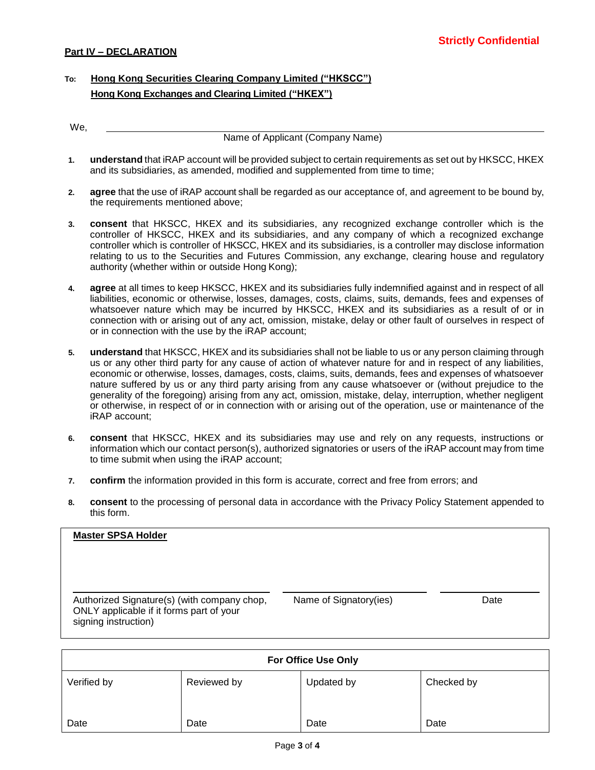**Strictly Confidential**

**Part IV – DECLARATION**

**To: Hong Kong Securities Clearing Company Limited ("HKSCC")**
**Hong Kong Exchanges and Clearing Limited ("HKEX")**

We, ______________________________________________
Name of Applicant (Company Name)

1. **understand** that iRAP account will be provided subject to certain requirements as set out by HKSCC, HKEX and its subsidiaries, as amended, modified and supplemented from time to time;

2. **agree** that the use of iRAP account shall be regarded as our acceptance of, and agreement to be bound by, the requirements mentioned above;

3. **consent** that HKSCC, HKEX and its subsidiaries, any recognized exchange controller which is the controller of HKSCC, HKEX and its subsidiaries, and any company of which a recognized exchange controller which is controller of HKSCC, HKEX and its subsidiaries, is a controller may disclose information relating to us to the Securities and Futures Commission, any exchange, clearing house and regulatory authority (whether within or outside Hong Kong);

4. **agree** at all times to keep HKSCC, HKEX and its subsidiaries fully indemnified against and in respect of all liabilities, economic or otherwise, losses, damages, costs, claims, suits, demands, fees and expenses of whatsoever nature which may be incurred by HKSCC, HKEX and its subsidiaries as a result of or in connection with or arising out of any act, omission, mistake, delay or other fault of ourselves in respect of or in connection with the use by the iRAP account;

5. **understand** that HKSCC, HKEX and its subsidiaries shall not be liable to us or any person claiming through us or any other third party for any cause of action of whatever nature for and in respect of any liabilities, economic or otherwise, losses, damages, costs, claims, suits, demands, fees and expenses of whatsoever nature suffered by us or any third party arising from any cause whatsoever or (without prejudice to the generality of the foregoing) arising from any act, omission, mistake, delay, interruption, whether negligent or otherwise, in respect of or in connection with or arising out of the operation, use or maintenance of the iRAP account;

6. **consent** that HKSCC, HKEX and its subsidiaries may use and rely on any requests, instructions or information which our contact person(s), authorized signatories or users of the iRAP account may from time to time submit when using the iRAP account;

7. **confirm** the information provided in this form is accurate, correct and free from errors; and

8. **consent** to the processing of personal data in accordance with the Privacy Policy Statement appended to this form.

**Master SPSA Holder**

| Authorized Signature(s) (with company chop, ONLY applicable if it forms part of your signing instruction) | Name of Signatory(ies) | Date |
|---|---|---|
| | | |

| For Office Use Only | | | |
|---|---|---|---|
| Verified by | Reviewed by | Updated by | Checked by |
| Date | Date | Date | Date |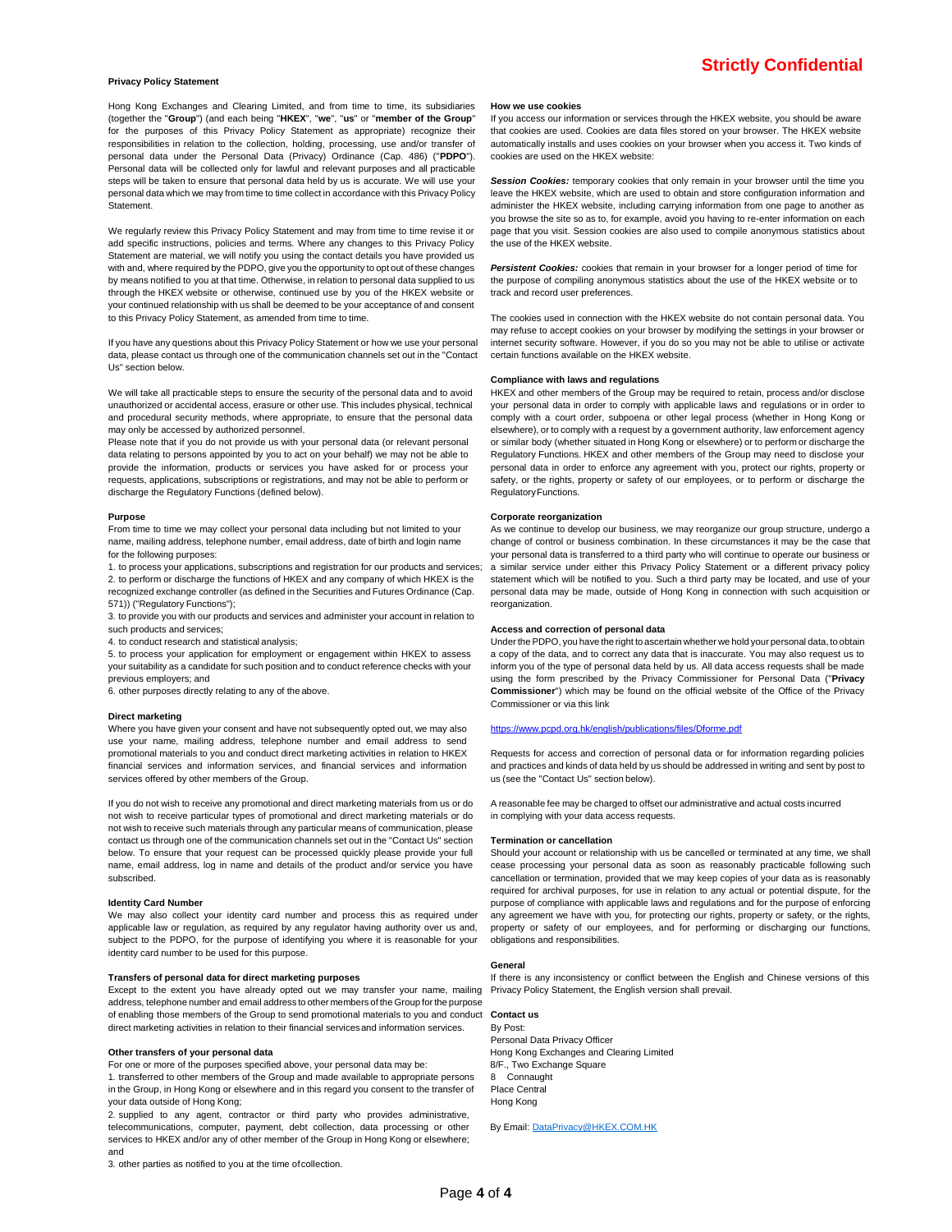**Strictly Confidential**

## Privacy Policy Statement

Hong Kong Exchanges and Clearing Limited, and from time to time, its subsidiaries (together the "**Group**") (and each being "**HKEX**", "**we**", "**us**" or "**member of the Group**" for the purposes of this Privacy Policy Statement as appropriate) recognize their responsibilities in relation to the collection, holding, processing, use and/or transfer of personal data under the Personal Data (Privacy) Ordinance (Cap. 486) ("**PDPO**"). Personal data will be collected only for lawful and relevant purposes and all practicable steps will be taken to ensure that personal data held by us is accurate. We will use your personal data which we may from time to time collect in accordance with this Privacy Policy Statement.

We regularly review this Privacy Policy Statement and may from time to time revise it or add specific instructions, policies and terms. Where any changes to this Privacy Policy Statement are material, we will notify you using the contact details you have provided us with and, where required by the PDPO, give you the opportunity to opt out of these changes by means notified to you at that time. Otherwise, in relation to personal data supplied to us through the HKEX website or otherwise, continued use by you of the HKEX website or your continued relationship with us shall be deemed to be your acceptance of and consent to this Privacy Policy Statement, as amended from time to time.

If you have any questions about this Privacy Policy Statement or how we use your personal data, please contact us through one of the communication channels set out in the "Contact Us" section below.

We will take all practicable steps to ensure the security of the personal data and to avoid unauthorized or accidental access, erasure or other use. This includes physical, technical and procedural security methods, where appropriate, to ensure that the personal data may only be accessed by authorized personnel.

Please note that if you do not provide us with your personal data (or relevant personal data relating to persons appointed by you to act on your behalf) we may not be able to provide the information, products or services you have asked for or process your requests, applications, subscriptions or registrations, and may not be able to perform or discharge the Regulatory Functions (defined below).

### Purpose

From time to time we may collect your personal data including but not limited to your name, mailing address, telephone number, email address, date of birth and login name for the following purposes:

1. to process your applications, subscriptions and registration for our products and services;
2. to perform or discharge the functions of HKEX and any company of which HKEX is the recognized exchange controller (as defined in the Securities and Futures Ordinance (Cap. 571)) ("Regulatory Functions");
3. to provide you with our products and services and administer your account in relation to such products and services;
4. to conduct research and statistical analysis;
5. to process your application for employment or engagement within HKEX to assess your suitability as a candidate for such position and to conduct reference checks with your previous employers; and
6. other purposes directly relating to any of the above.

### Direct marketing

Where you have given your consent and have not subsequently opted out, we may also use your name, mailing address, telephone number and email address to send promotional materials to you and conduct direct marketing activities in relation to HKEX financial services and information services, and financial services and information services offered by other members of the Group.

If you do not wish to receive any promotional and direct marketing materials from us or do not wish to receive particular types of promotional and direct marketing materials or do not wish to receive such materials through any particular means of communication, please contact us through one of the communication channels set out in the "Contact Us" section below. To ensure that your request can be processed quickly please provide your full name, email address, log in name and details of the product and/or service you have subscribed.

### Identity Card Number

We may also collect your identity card number and process this as required under applicable law or regulation, as required by any regulator having authority over us and, subject to the PDPO, for the purpose of identifying you where it is reasonable for your identity card number to be used for this purpose.

### Transfers of personal data for direct marketing purposes

Except to the extent you have already opted out we may transfer your name, mailing address, telephone number and email address to other members of the Group for the purpose of enabling those members of the Group to send promotional materials to you and conduct direct marketing activities in relation to their financial services and information services.

### Other transfers of your personal data

For one or more of the purposes specified above, your personal data may be:

1. transferred to other members of the Group and made available to appropriate persons in the Group, in Hong Kong or elsewhere and in this regard you consent to the transfer of your data outside of Hong Kong;
2. supplied to any agent, contractor or third party who provides administrative, telecommunications, computer, payment, debt collection, data processing or other services to HKEX and/or any of other member of the Group in Hong Kong or elsewhere; and
3. other parties as notified to you at the time of collection.

### How we use cookies

If you access our information or services through the HKEX website, you should be aware that cookies are used. Cookies are data files stored on your browser. The HKEX website automatically installs and uses cookies on your browser when you access it. Two kinds of cookies are used on the HKEX website:

***Session Cookies:*** temporary cookies that only remain in your browser until the time you leave the HKEX website, which are used to obtain and store configuration information and administer the HKEX website, including carrying information from one page to another as you browse the site so as to, for example, avoid you having to re-enter information on each page that you visit. Session cookies are also used to compile anonymous statistics about the use of the HKEX website.

***Persistent Cookies:*** cookies that remain in your browser for a longer period of time for the purpose of compiling anonymous statistics about the use of the HKEX website or to track and record user preferences.

The cookies used in connection with the HKEX website do not contain personal data. You may refuse to accept cookies on your browser by modifying the settings in your browser or internet security software. However, if you do so you may not be able to utilise or activate certain functions available on the HKEX website.

### Compliance with laws and regulations

HKEX and other members of the Group may be required to retain, process and/or disclose your personal data in order to comply with applicable laws and regulations or in order to comply with a court order, subpoena or other legal process (whether in Hong Kong or elsewhere), or to comply with a request by a government authority, law enforcement agency or similar body (whether situated in Hong Kong or elsewhere) or to perform or discharge the Regulatory Functions. HKEX and other members of the Group may need to disclose your personal data in order to enforce any agreement with you, protect our rights, property or safety, or the rights, property or safety of our employees, or to perform or discharge the Regulatory Functions.

### Corporate reorganization

As we continue to develop our business, we may reorganize our group structure, undergo a change of control or business combination. In these circumstances it may be the case that your personal data is transferred to a third party who will continue to operate our business or a similar service under either this Privacy Policy Statement or a different privacy policy statement which will be notified to you. Such a third party may be located, and use of your personal data may be made, outside of Hong Kong in connection with such acquisition or reorganization.

### Access and correction of personal data

Under the PDPO, you have the right to ascertain whether we hold your personal data, to obtain a copy of the data, and to correct any data that is inaccurate. You may also request us to inform you of the type of personal data held by us. All data access requests shall be made using the form prescribed by the Privacy Commissioner for Personal Data ("**Privacy Commissioner**") which may be found on the official website of the Office of the Privacy Commissioner or via this link

https://www.pcpd.org.hk/english/publications/files/Dforme.pdf

Requests for access and correction of personal data or for information regarding policies and practices and kinds of data held by us should be addressed in writing and sent by post to us (see the "Contact Us" section below).

A reasonable fee may be charged to offset our administrative and actual costs incurred in complying with your data access requests.

### Termination or cancellation

Should your account or relationship with us be cancelled or terminated at any time, we shall cease processing your personal data as soon as reasonably practicable following such cancellation or termination, provided that we may keep copies of your data as is reasonably required for archival purposes, for use in relation to any actual or potential dispute, for the purpose of compliance with applicable laws and regulations and for the purpose of enforcing any agreement we have with you, for protecting our rights, property or safety, or the rights, property or safety of our employees, and for performing or discharging our functions, obligations and responsibilities.

### General

If there is any inconsistency or conflict between the English and Chinese versions of this Privacy Policy Statement, the English version shall prevail.

### Contact us

By Post:
Personal Data Privacy Officer
Hong Kong Exchanges and Clearing Limited
8/F., Two Exchange Square
8 Connaught
Place Central
Hong Kong

By Email: DataPrivacy@HKEX.COM.HK